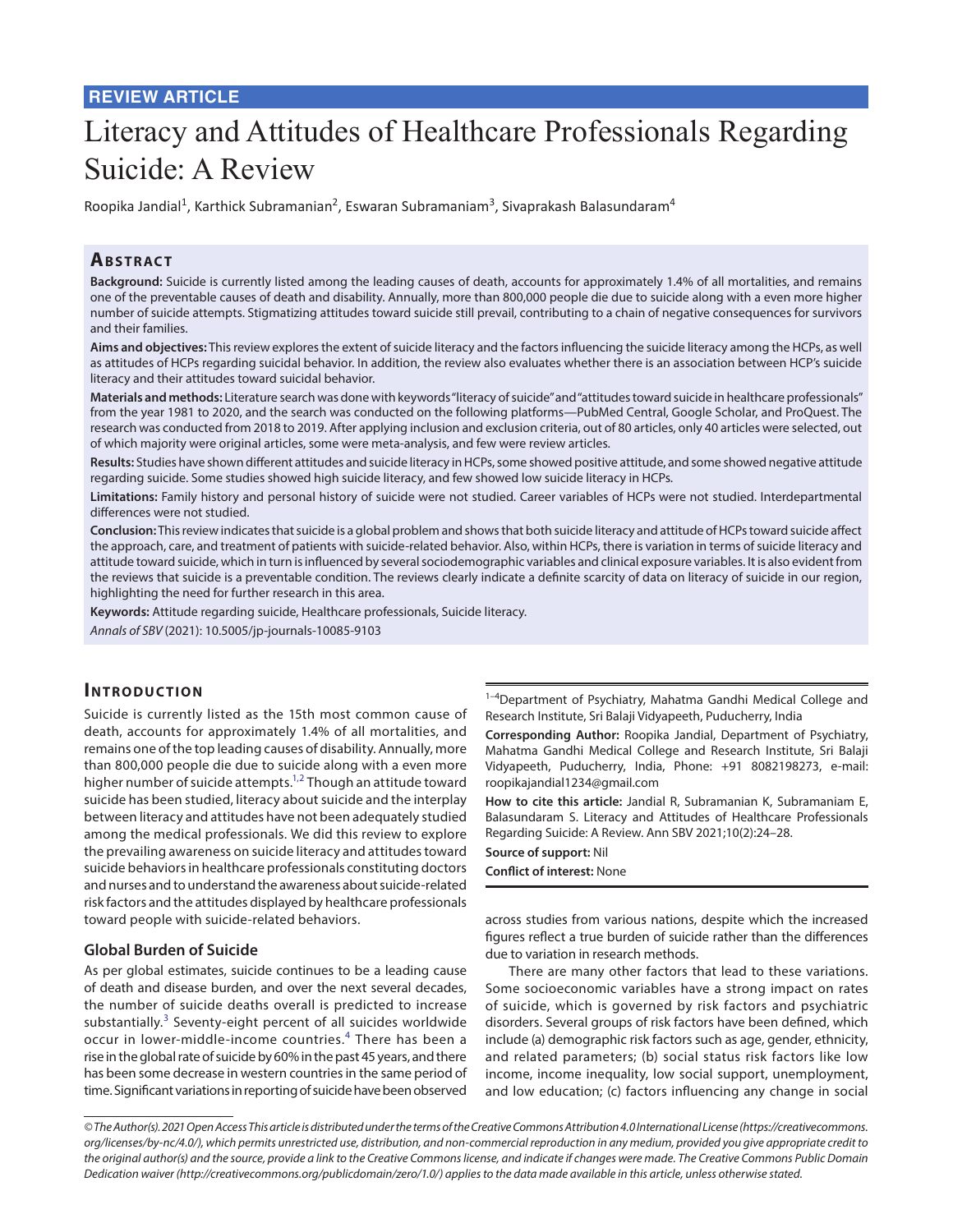**REVIEW ARTICLE**

# Literacy and Attitudes of Healthcare Professionals Regarding Suicide: A Review

Roopika Jandial[1], Karthick Subramanian[2], Eswaran Subramaniam[3], Sivaprakash Balasundaram[4]

## Abstract

**Background:** Suicide is currently listed among the leading causes of death, accounts for approximately 1.4% of all mortalities, and remains one of the preventable causes of death and disability. Annually, more than 800,000 people die due to suicide along with a even more higher number of suicide attempts. Stigmatizing attitudes toward suicide still prevail, contributing to a chain of negative consequences for survivors and their families.

**Aims and objectives:** This review explores the extent of suicide literacy and the factors influencing the suicide literacy among the HCPs, as well as attitudes of HCPs regarding suicidal behavior. In addition, the review also evaluates whether there is an association between HCP's suicide literacy and their attitudes toward suicidal behavior.

**Materials and methods:** Literature search was done with keywords "literacy of suicide" and "attitudes toward suicide in healthcare professionals" from the year 1981 to 2020, and the search was conducted on the following platforms—PubMed Central, Google Scholar, and ProQuest. The research was conducted from 2018 to 2019. After applying inclusion and exclusion criteria, out of 80 articles, only 40 articles were selected, out of which majority were original articles, some were meta-analysis, and few were review articles.

**Results:** Studies have shown different attitudes and suicide literacy in HCPs, some showed positive attitude, and some showed negative attitude regarding suicide. Some studies showed high suicide literacy, and few showed low suicide literacy in HCPs.

**Limitations:** Family history and personal history of suicide were not studied. Career variables of HCPs were not studied. Interdepartmental differences were not studied.

**Conclusion:** This review indicates that suicide is a global problem and shows that both suicide literacy and attitude of HCPs toward suicide affect the approach, care, and treatment of patients with suicide-related behavior. Also, within HCPs, there is variation in terms of suicide literacy and attitude toward suicide, which in turn is influenced by several sociodemographic variables and clinical exposure variables. It is also evident from the reviews that suicide is a preventable condition. The reviews clearly indicate a definite scarcity of data on literacy of suicide in our region, highlighting the need for further research in this area.

**Keywords:** Attitude regarding suicide, Healthcare professionals, Suicide literacy.

*Annals of SBV* (2021): 10.5005/jp-journals-10085-9103

## Introduction

Suicide is currently listed as the 15th most common cause of death, accounts for approximately 1.4% of all mortalities, and remains one of the top leading causes of disability. Annually, more than 800,000 people die due to suicide along with a even more higher number of suicide attempts.[1,2] Though an attitude toward suicide has been studied, literacy about suicide and the interplay between literacy and attitudes have not been adequately studied among the medical professionals. We did this review to explore the prevailing awareness on suicide literacy and attitudes toward suicide behaviors in healthcare professionals constituting doctors and nurses and to understand the awareness about suicide-related risk factors and the attitudes displayed by healthcare professionals toward people with suicide-related behaviors.

### Global Burden of Suicide

As per global estimates, suicide continues to be a leading cause of death and disease burden, and over the next several decades, the number of suicide deaths overall is predicted to increase substantially.[3] Seventy-eight percent of all suicides worldwide occur in lower-middle-income countries.[4] There has been a rise in the global rate of suicide by 60% in the past 45 years, and there has been some decrease in western countries in the same period of time. Significant variations in reporting of suicide have been observed across studies from various nations, despite which the increased figures reflect a true burden of suicide rather than the differences due to variation in research methods.

There are many other factors that lead to these variations. Some socioeconomic variables have a strong impact on rates of suicide, which is governed by risk factors and psychiatric disorders. Several groups of risk factors have been defined, which include (a) demographic risk factors such as age, gender, ethnicity, and related parameters; (b) social status risk factors like low income, income inequality, low social support, unemployment, and low education; (c) factors influencing any change in social

---

[1–4]Department of Psychiatry, Mahatma Gandhi Medical College and Research Institute, Sri Balaji Vidyapeeth, Puducherry, India

**Corresponding Author:** Roopika Jandial, Department of Psychiatry, Mahatma Gandhi Medical College and Research Institute, Sri Balaji Vidyapeeth, Puducherry, India, Phone: +91 8082198273, e-mail: roopikajandial1234@gmail.com

**How to cite this article:** Jandial R, Subramanian K, Subramaniam E, Balasundaram S. Literacy and Attitudes of Healthcare Professionals Regarding Suicide: A Review. Ann SBV 2021;10(2):24–28.

**Source of support:** Nil

**Conflict of interest:** None

---

*© The Author(s). 2021 Open Access This article is distributed under the terms of the Creative Commons Attribution 4.0 International License (https://creativecommons.org/licenses/by-nc/4.0/), which permits unrestricted use, distribution, and non-commercial reproduction in any medium, provided you give appropriate credit to the original author(s) and the source, provide a link to the Creative Commons license, and indicate if changes were made. The Creative Commons Public Domain Dedication waiver (http://creativecommons.org/publicdomain/zero/1.0/) applies to the data made available in this article, unless otherwise stated.*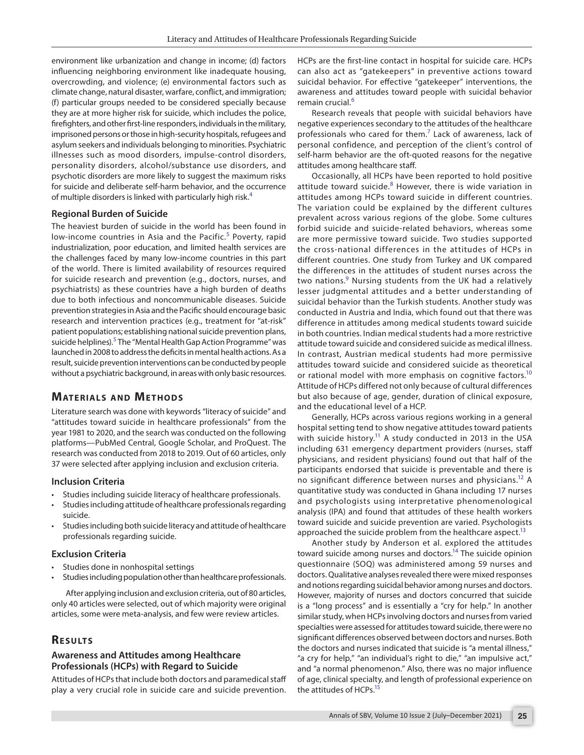environment like urbanization and change in income; (d) factors influencing neighboring environment like inadequate housing, overcrowding, and violence; (e) environmental factors such as climate change, natural disaster, warfare, conflict, and immigration; (f) particular groups needed to be considered specially because they are at more higher risk for suicide, which includes the police, firefighters, and other first-line responders, individuals in the military, imprisoned persons or those in high-security hospitals, refugees and asylum seekers and individuals belonging to minorities. Psychiatric illnesses such as mood disorders, impulse-control disorders, personality disorders, alcohol/substance use disorders, and psychotic disorders are more likely to suggest the maximum risks for suicide and deliberate self-harm behavior, and the occurrence of multiple disorders is linked with particularly high risk.[4]

### Regional Burden of Suicide

The heaviest burden of suicide in the world has been found in low-income countries in Asia and the Pacific.[5] Poverty, rapid industrialization, poor education, and limited health services are the challenges faced by many low-income countries in this part of the world. There is limited availability of resources required for suicide research and prevention (e.g., doctors, nurses, and psychiatrists) as these countries have a high burden of deaths due to both infectious and noncommunicable diseases. Suicide prevention strategies in Asia and the Pacific should encourage basic research and intervention practices (e.g., treatment for "at-risk" patient populations; establishing national suicide prevention plans, suicide helplines).[5] The "Mental Health Gap Action Programme" was launched in 2008 to address the deficits in mental health actions. As a result, suicide prevention interventions can be conducted by people without a psychiatric background, in areas with only basic resources.

## Materials and Methods

Literature search was done with keywords "literacy of suicide" and "attitudes toward suicide in healthcare professionals" from the year 1981 to 2020, and the search was conducted on the following platforms—PubMed Central, Google Scholar, and ProQuest. The research was conducted from 2018 to 2019. Out of 60 articles, only 37 were selected after applying inclusion and exclusion criteria.

### Inclusion Criteria

- Studies including suicide literacy of healthcare professionals.
- Studies including attitude of healthcare professionals regarding suicide.
- Studies including both suicide literacy and attitude of healthcare professionals regarding suicide.

### Exclusion Criteria

- Studies done in nonhospital settings
- Studies including population other than healthcare professionals.

After applying inclusion and exclusion criteria, out of 80 articles, only 40 articles were selected, out of which majority were original articles, some were meta-analysis, and few were review articles.

## Results

### Awareness and Attitudes among Healthcare Professionals (HCPs) with Regard to Suicide

Attitudes of HCPs that include both doctors and paramedical staff play a very crucial role in suicide care and suicide prevention. HCPs are the first-line contact in hospital for suicide care. HCPs can also act as "gatekeepers" in preventive actions toward suicidal behavior. For effective "gatekeeper" interventions, the awareness and attitudes toward people with suicidal behavior remain crucial.[6]

Research reveals that people with suicidal behaviors have negative experiences secondary to the attitudes of the healthcare professionals who cared for them.[7] Lack of awareness, lack of personal confidence, and perception of the client's control of self-harm behavior are the oft-quoted reasons for the negative attitudes among healthcare staff.

Occasionally, all HCPs have been reported to hold positive attitude toward suicide.[8] However, there is wide variation in attitudes among HCPs toward suicide in different countries. The variation could be explained by the different cultures prevalent across various regions of the globe. Some cultures forbid suicide and suicide-related behaviors, whereas some are more permissive toward suicide. Two studies supported the cross-national differences in the attitudes of HCPs in different countries. One study from Turkey and UK compared the differences in the attitudes of student nurses across the two nations.[9] Nursing students from the UK had a relatively lesser judgmental attitudes and a better understanding of suicidal behavior than the Turkish students. Another study was conducted in Austria and India, which found out that there was difference in attitudes among medical students toward suicide in both countries. Indian medical students had a more restrictive attitude toward suicide and considered suicide as medical illness. In contrast, Austrian medical students had more permissive attitudes toward suicide and considered suicide as theoretical or rational model with more emphasis on cognitive factors.[10] Attitude of HCPs differed not only because of cultural differences but also because of age, gender, duration of clinical exposure, and the educational level of a HCP.

Generally, HCPs across various regions working in a general hospital setting tend to show negative attitudes toward patients with suicide history.[11] A study conducted in 2013 in the USA including 631 emergency department providers (nurses, staff physicians, and resident physicians) found out that half of the participants endorsed that suicide is preventable and there is no significant difference between nurses and physicians.[12] A quantitative study was conducted in Ghana including 17 nurses and psychologists using interpretative phenomenological analysis (IPA) and found that attitudes of these health workers toward suicide and suicide prevention are varied. Psychologists approached the suicide problem from the healthcare aspect.[13]

Another study by Anderson et al. explored the attitudes toward suicide among nurses and doctors.[14] The suicide opinion questionnaire (SOQ) was administered among 59 nurses and doctors. Qualitative analyses revealed there were mixed responses and notions regarding suicidal behavior among nurses and doctors. However, majority of nurses and doctors concurred that suicide is a "long process" and is essentially a "cry for help." In another similar study, when HCPs involving doctors and nurses from varied specialties were assessed for attitudes toward suicide, there were no significant differences observed between doctors and nurses. Both the doctors and nurses indicated that suicide is "a mental illness," "a cry for help," "an individual's right to die," "an impulsive act," and "a normal phenomenon." Also, there was no major influence of age, clinical specialty, and length of professional experience on the attitudes of HCPs.[15]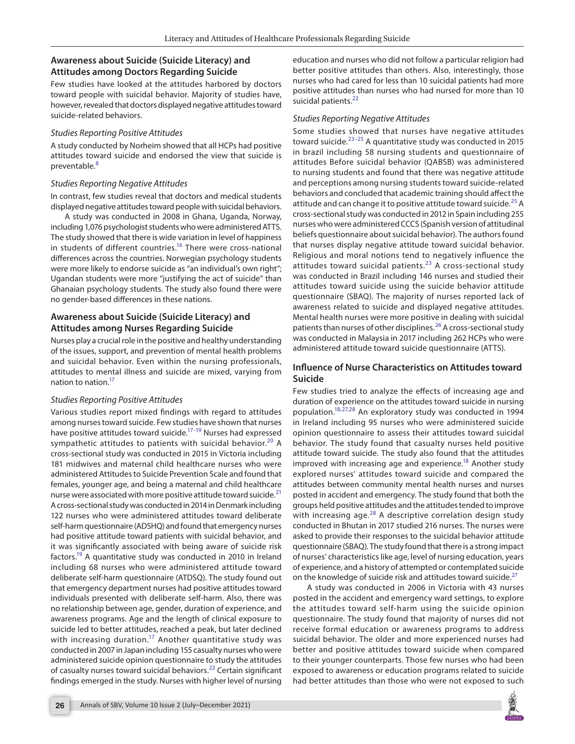## Awareness about Suicide (Suicide Literacy) and Attitudes among Doctors Regarding Suicide

Few studies have looked at the attitudes harbored by doctors toward people with suicidal behavior. Majority of studies have, however, revealed that doctors displayed negative attitudes toward suicide-related behaviors.

### *Studies Reporting Positive Attitudes*

A study conducted by Norheim showed that all HCPs had positive attitudes toward suicide and endorsed the view that suicide is preventable.[8]

### *Studies Reporting Negative Attitudes*

In contrast, few studies reveal that doctors and medical students displayed negative attitudes toward people with suicidal behaviors.

A study was conducted in 2008 in Ghana, Uganda, Norway, including 1,076 psychologist students who were administered ATTS. The study showed that there is wide variation in level of happiness in students of different countries.[16] There were cross-national differences across the countries. Norwegian psychology students were more likely to endorse suicide as "an individual's own right"; Ugandan students were more "justifying the act of suicide" than Ghanaian psychology students. The study also found there were no gender-based differences in these nations.

## Awareness about Suicide (Suicide Literacy) and Attitudes among Nurses Regarding Suicide

Nurses play a crucial role in the positive and healthy understanding of the issues, support, and prevention of mental health problems and suicidal behavior. Even within the nursing professionals, attitudes to mental illness and suicide are mixed, varying from nation to nation.[17]

### *Studies Reporting Positive Attitudes*

Various studies report mixed findings with regard to attitudes among nurses toward suicide. Few studies have shown that nurses have positive attitudes toward suicide.[17–19] Nurses had expressed sympathetic attitudes to patients with suicidal behavior.[20] A cross-sectional study was conducted in 2015 in Victoria including 181 midwives and maternal child healthcare nurses who were administered Attitudes to Suicide Prevention Scale and found that females, younger age, and being a maternal and child healthcare nurse were associated with more positive attitude toward suicide.[21] A cross-sectional study was conducted in 2014 in Denmark including 122 nurses who were administered attitudes toward deliberate self-harm questionnaire (ADSHQ) and found that emergency nurses had positive attitude toward patients with suicidal behavior, and it was significantly associated with being aware of suicide risk factors.[19] A quantitative study was conducted in 2010 in Ireland including 68 nurses who were administered attitude toward deliberate self-harm questionnaire (ATDSQ). The study found out that emergency department nurses had positive attitudes toward individuals presented with deliberate self-harm. Also, there was no relationship between age, gender, duration of experience, and awareness programs. Age and the length of clinical exposure to suicide led to better attitudes, reached a peak, but later declined with increasing duration.[17] Another quantitative study was conducted in 2007 in Japan including 155 casualty nurses who were administered suicide opinion questionnaire to study the attitudes of casualty nurses toward suicidal behaviors.[22] Certain significant findings emerged in the study. Nurses with higher level of nursing education and nurses who did not follow a particular religion had better positive attitudes than others. Also, interestingly, those nurses who had cared for less than 10 suicidal patients had more positive attitudes than nurses who had nursed for more than 10 suicidal patients.[22]

### *Studies Reporting Negative Attitudes*

Some studies showed that nurses have negative attitudes toward suicide.[23–25] A quantitative study was conducted in 2015 in brazil including 58 nursing students and questionnaire of attitudes Before suicidal behavior (QABSB) was administered to nursing students and found that there was negative attitude and perceptions among nursing students toward suicide-related behaviors and concluded that academic training should affect the attitude and can change it to positive attitude toward suicide.[25] A cross-sectional study was conducted in 2012 in Spain including 255 nurses who were administered CCCS (Spanish version of attitudinal beliefs questionnaire about suicidal behavior). The authors found that nurses display negative attitude toward suicidal behavior. Religious and moral notions tend to negatively influence the attitudes toward suicidal patients.[23] A cross-sectional study was conducted in Brazil including 146 nurses and studied their attitudes toward suicide using the suicide behavior attitude questionnaire (SBAQ). The majority of nurses reported lack of awareness related to suicide and displayed negative attitudes. Mental health nurses were more positive in dealing with suicidal patients than nurses of other disciplines.[26] A cross-sectional study was conducted in Malaysia in 2017 including 262 HCPs who were administered attitude toward suicide questionnaire (ATTS).

## Influence of Nurse Characteristics on Attitudes toward Suicide

Few studies tried to analyze the effects of increasing age and duration of experience on the attitudes toward suicide in nursing population.[18,27,28] An exploratory study was conducted in 1994 in Ireland including 95 nurses who were administered suicide opinion questionnaire to assess their attitudes toward suicidal behavior. The study found that casualty nurses held positive attitude toward suicide. The study also found that the attitudes improved with increasing age and experience.[18] Another study explored nurses' attitudes toward suicide and compared the attitudes between community mental health nurses and nurses posted in accident and emergency. The study found that both the groups held positive attitudes and the attitudes tended to improve with increasing age.[28] A descriptive correlation design study conducted in Bhutan in 2017 studied 216 nurses. The nurses were asked to provide their responses to the suicidal behavior attitude questionnaire (SBAQ). The study found that there is a strong impact of nurses' characteristics like age, level of nursing education, years of experience, and a history of attempted or contemplated suicide on the knowledge of suicide risk and attitudes toward suicide.[27]

A study was conducted in 2006 in Victoria with 43 nurses posted in the accident and emergency ward settings, to explore the attitudes toward self-harm using the suicide opinion questionnaire. The study found that majority of nurses did not receive formal education or awareness programs to address suicidal behavior. The older and more experienced nurses had better and positive attitudes toward suicide when compared to their younger counterparts. Those few nurses who had been exposed to awareness or education programs related to suicide had better attitudes than those who were not exposed to such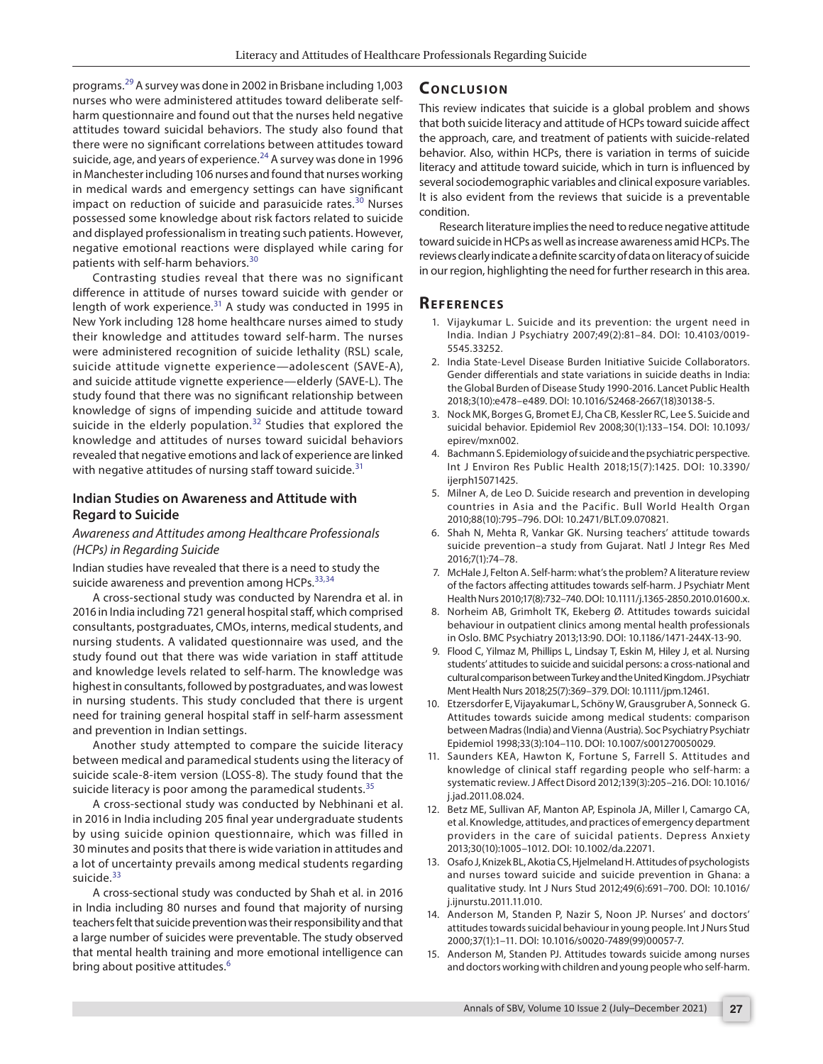programs.[29] A survey was done in 2002 in Brisbane including 1,003 nurses who were administered attitudes toward deliberate self-harm questionnaire and found out that the nurses held negative attitudes toward suicidal behaviors. The study also found that there were no significant correlations between attitudes toward suicide, age, and years of experience.[24] A survey was done in 1996 in Manchester including 106 nurses and found that nurses working in medical wards and emergency settings can have significant impact on reduction of suicide and parasuicide rates.[30] Nurses possessed some knowledge about risk factors related to suicide and displayed professionalism in treating such patients. However, negative emotional reactions were displayed while caring for patients with self-harm behaviors.[30]

Contrasting studies reveal that there was no significant difference in attitude of nurses toward suicide with gender or length of work experience.[31] A study was conducted in 1995 in New York including 128 home healthcare nurses aimed to study their knowledge and attitudes toward self-harm. The nurses were administered recognition of suicide lethality (RSL) scale, suicide attitude vignette experience—adolescent (SAVE-A), and suicide attitude vignette experience—elderly (SAVE-L). The study found that there was no significant relationship between knowledge of signs of impending suicide and attitude toward suicide in the elderly population.[32] Studies that explored the knowledge and attitudes of nurses toward suicidal behaviors revealed that negative emotions and lack of experience are linked with negative attitudes of nursing staff toward suicide.[31]

### Indian Studies on Awareness and Attitude with Regard to Suicide

#### *Awareness and Attitudes among Healthcare Professionals (HCPs) in Regarding Suicide*

Indian studies have revealed that there is a need to study the suicide awareness and prevention among HCPs.[33,34]

A cross-sectional study was conducted by Narendra et al. in 2016 in India including 721 general hospital staff, which comprised consultants, postgraduates, CMOs, interns, medical students, and nursing students. A validated questionnaire was used, and the study found out that there was wide variation in staff attitude and knowledge levels related to self-harm. The knowledge was highest in consultants, followed by postgraduates, and was lowest in nursing students. This study concluded that there is urgent need for training general hospital staff in self-harm assessment and prevention in Indian settings.

Another study attempted to compare the suicide literacy between medical and paramedical students using the literacy of suicide scale-8-item version (LOSS-8). The study found that the suicide literacy is poor among the paramedical students.[35]

A cross-sectional study was conducted by Nebhinani et al. in 2016 in India including 205 final year undergraduate students by using suicide opinion questionnaire, which was filled in 30 minutes and posits that there is wide variation in attitudes and a lot of uncertainty prevails among medical students regarding suicide.[33]

A cross-sectional study was conducted by Shah et al. in 2016 in India including 80 nurses and found that majority of nursing teachers felt that suicide prevention was their responsibility and that a large number of suicides were preventable. The study observed that mental health training and more emotional intelligence can bring about positive attitudes.[6]

## Conclusion

This review indicates that suicide is a global problem and shows that both suicide literacy and attitude of HCPs toward suicide affect the approach, care, and treatment of patients with suicide-related behavior. Also, within HCPs, there is variation in terms of suicide literacy and attitude toward suicide, which in turn is influenced by several sociodemographic variables and clinical exposure variables. It is also evident from the reviews that suicide is a preventable condition.

Research literature implies the need to reduce negative attitude toward suicide in HCPs as well as increase awareness amid HCPs. The reviews clearly indicate a definite scarcity of data on literacy of suicide in our region, highlighting the need for further research in this area.

## References

1. Vijaykumar L. Suicide and its prevention: the urgent need in India. Indian J Psychiatry 2007;49(2):81–84. DOI: 10.4103/0019-5545.33252.
2. India State-Level Disease Burden Initiative Suicide Collaborators. Gender differentials and state variations in suicide deaths in India: the Global Burden of Disease Study 1990-2016. Lancet Public Health 2018;3(10):e478–e489. DOI: 10.1016/S2468-2667(18)30138-5.
3. Nock MK, Borges G, Bromet EJ, Cha CB, Kessler RC, Lee S. Suicide and suicidal behavior. Epidemiol Rev 2008;30(1):133–154. DOI: 10.1093/epirev/mxn002.
4. Bachmann S. Epidemiology of suicide and the psychiatric perspective. Int J Environ Res Public Health 2018;15(7):1425. DOI: 10.3390/ijerph15071425.
5. Milner A, de Leo D. Suicide research and prevention in developing countries in Asia and the Pacific. Bull World Health Organ 2010;88(10):795–796. DOI: 10.2471/BLT.09.070821.
6. Shah N, Mehta R, Vankar GK. Nursing teachers' attitude towards suicide prevention–a study from Gujarat. Natl J Integr Res Med 2016;7(1):74–78.
7. McHale J, Felton A. Self-harm: what's the problem? A literature review of the factors affecting attitudes towards self-harm. J Psychiatr Ment Health Nurs 2010;17(8):732–740. DOI: 10.1111/j.1365-2850.2010.01600.x.
8. Norheim AB, Grimholt TK, Ekeberg Ø. Attitudes towards suicidal behaviour in outpatient clinics among mental health professionals in Oslo. BMC Psychiatry 2013;13:90. DOI: 10.1186/1471-244X-13-90.
9. Flood C, Yilmaz M, Phillips L, Lindsay T, Eskin M, Hiley J, et al. Nursing students' attitudes to suicide and suicidal persons: a cross-national and cultural comparison between Turkey and the United Kingdom. J Psychiatr Ment Health Nurs 2018;25(7):369–379. DOI: 10.1111/jpm.12461.
10. Etzersdorfer E, Vijayakumar L, Schöny W, Grausgruber A, Sonneck G. Attitudes towards suicide among medical students: comparison between Madras (India) and Vienna (Austria). Soc Psychiatry Psychiatr Epidemiol 1998;33(3):104–110. DOI: 10.1007/s001270050029.
11. Saunders KEA, Hawton K, Fortune S, Farrell S. Attitudes and knowledge of clinical staff regarding people who self-harm: a systematic review. J Affect Disord 2012;139(3):205–216. DOI: 10.1016/j.jad.2011.08.024.
12. Betz ME, Sullivan AF, Manton AP, Espinola JA, Miller I, Camargo CA, et al. Knowledge, attitudes, and practices of emergency department providers in the care of suicidal patients. Depress Anxiety 2013;30(10):1005–1012. DOI: 10.1002/da.22071.
13. Osafo J, Knizek BL, Akotia CS, Hjelmeland H. Attitudes of psychologists and nurses toward suicide and suicide prevention in Ghana: a qualitative study. Int J Nurs Stud 2012;49(6):691–700. DOI: 10.1016/j.ijnurstu.2011.11.010.
14. Anderson M, Standen P, Nazir S, Noon JP. Nurses' and doctors' attitudes towards suicidal behaviour in young people. Int J Nurs Stud 2000;37(1):1–11. DOI: 10.1016/s0020-7489(99)00057-7.
15. Anderson M, Standen PJ. Attitudes towards suicide among nurses and doctors working with children and young people who self-harm.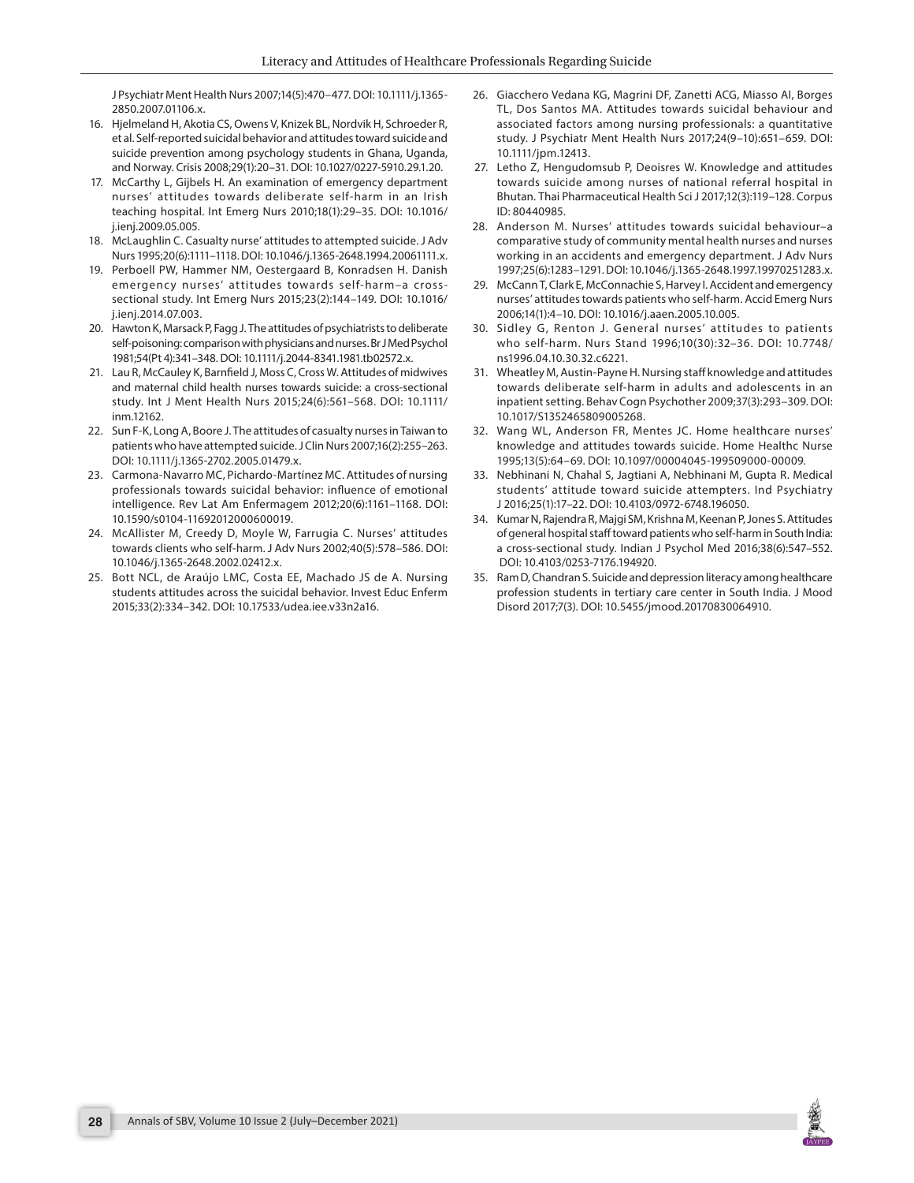J Psychiatr Ment Health Nurs 2007;14(5):470–477. DOI: 10.1111/j.1365-2850.2007.01106.x.

16. Hjelmeland H, Akotia CS, Owens V, Knizek BL, Nordvik H, Schroeder R, et al. Self-reported suicidal behavior and attitudes toward suicide and suicide prevention among psychology students in Ghana, Uganda, and Norway. Crisis 2008;29(1):20–31. DOI: 10.1027/0227-5910.29.1.20.
17. McCarthy L, Gijbels H. An examination of emergency department nurses' attitudes towards deliberate self-harm in an Irish teaching hospital. Int Emerg Nurs 2010;18(1):29–35. DOI: 10.1016/j.ienj.2009.05.005.
18. McLaughlin C. Casualty nurse' attitudes to attempted suicide. J Adv Nurs 1995;20(6):1111–1118. DOI: 10.1046/j.1365-2648.1994.20061111.x.
19. Perboell PW, Hammer NM, Oestergaard B, Konradsen H. Danish emergency nurses' attitudes towards self-harm–a cross-sectional study. Int Emerg Nurs 2015;23(2):144–149. DOI: 10.1016/j.ienj.2014.07.003.
20. Hawton K, Marsack P, Fagg J. The attitudes of psychiatrists to deliberate self-poisoning: comparison with physicians and nurses. Br J Med Psychol 1981;54(Pt 4):341–348. DOI: 10.1111/j.2044-8341.1981.tb02572.x.
21. Lau R, McCauley K, Barnfield J, Moss C, Cross W. Attitudes of midwives and maternal child health nurses towards suicide: a cross-sectional study. Int J Ment Health Nurs 2015;24(6):561–568. DOI: 10.1111/inm.12162.
22. Sun F-K, Long A, Boore J. The attitudes of casualty nurses in Taiwan to patients who have attempted suicide. J Clin Nurs 2007;16(2):255–263. DOI: 10.1111/j.1365-2702.2005.01479.x.
23. Carmona-Navarro MC, Pichardo-Martínez MC. Attitudes of nursing professionals towards suicidal behavior: influence of emotional intelligence. Rev Lat Am Enfermagem 2012;20(6):1161–1168. DOI: 10.1590/s0104-11692012000600019.
24. McAllister M, Creedy D, Moyle W, Farrugia C. Nurses' attitudes towards clients who self-harm. J Adv Nurs 2002;40(5):578–586. DOI: 10.1046/j.1365-2648.2002.02412.x.
25. Bott NCL, de Araújo LMC, Costa EE, Machado JS de A. Nursing students attitudes across the suicidal behavior. Invest Educ Enferm 2015;33(2):334–342. DOI: 10.17533/udea.iee.v33n2a16.
26. Giacchero Vedana KG, Magrini DF, Zanetti ACG, Miasso AI, Borges TL, Dos Santos MA. Attitudes towards suicidal behaviour and associated factors among nursing professionals: a quantitative study. J Psychiatr Ment Health Nurs 2017;24(9–10):651–659. DOI: 10.1111/jpm.12413.
27. Letho Z, Hengudomsub P, Deoisres W. Knowledge and attitudes towards suicide among nurses of national referral hospital in Bhutan. Thai Pharmaceutical Health Sci J 2017;12(3):119–128. Corpus ID: 80440985.
28. Anderson M. Nurses' attitudes towards suicidal behaviour–a comparative study of community mental health nurses and nurses working in an accidents and emergency department. J Adv Nurs 1997;25(6):1283–1291. DOI: 10.1046/j.1365-2648.1997.19970251283.x.
29. McCann T, Clark E, McConnachie S, Harvey I. Accident and emergency nurses' attitudes towards patients who self-harm. Accid Emerg Nurs 2006;14(1):4–10. DOI: 10.1016/j.aaen.2005.10.005.
30. Sidley G, Renton J. General nurses' attitudes to patients who self-harm. Nurs Stand 1996;10(30):32–36. DOI: 10.7748/ns1996.04.10.30.32.c6221.
31. Wheatley M, Austin-Payne H. Nursing staff knowledge and attitudes towards deliberate self-harm in adults and adolescents in an inpatient setting. Behav Cogn Psychother 2009;37(3):293–309. DOI: 10.1017/S1352465809005268.
32. Wang WL, Anderson FR, Mentes JC. Home healthcare nurses' knowledge and attitudes towards suicide. Home Healthc Nurse 1995;13(5):64–69. DOI: 10.1097/00004045-199509000-00009.
33. Nebhinani N, Chahal S, Jagtiani A, Nebhinani M, Gupta R. Medical students' attitude toward suicide attempters. Ind Psychiatry J 2016;25(1):17–22. DOI: 10.4103/0972-6748.196050.
34. Kumar N, Rajendra R, Majgi SM, Krishna M, Keenan P, Jones S. Attitudes of general hospital staff toward patients who self-harm in South India: a cross-sectional study. Indian J Psychol Med 2016;38(6):547–552. DOI: 10.4103/0253-7176.194920.
35. Ram D, Chandran S. Suicide and depression literacy among healthcare profession students in tertiary care center in South India. J Mood Disord 2017;7(3). DOI: 10.5455/jmood.20170830064910.